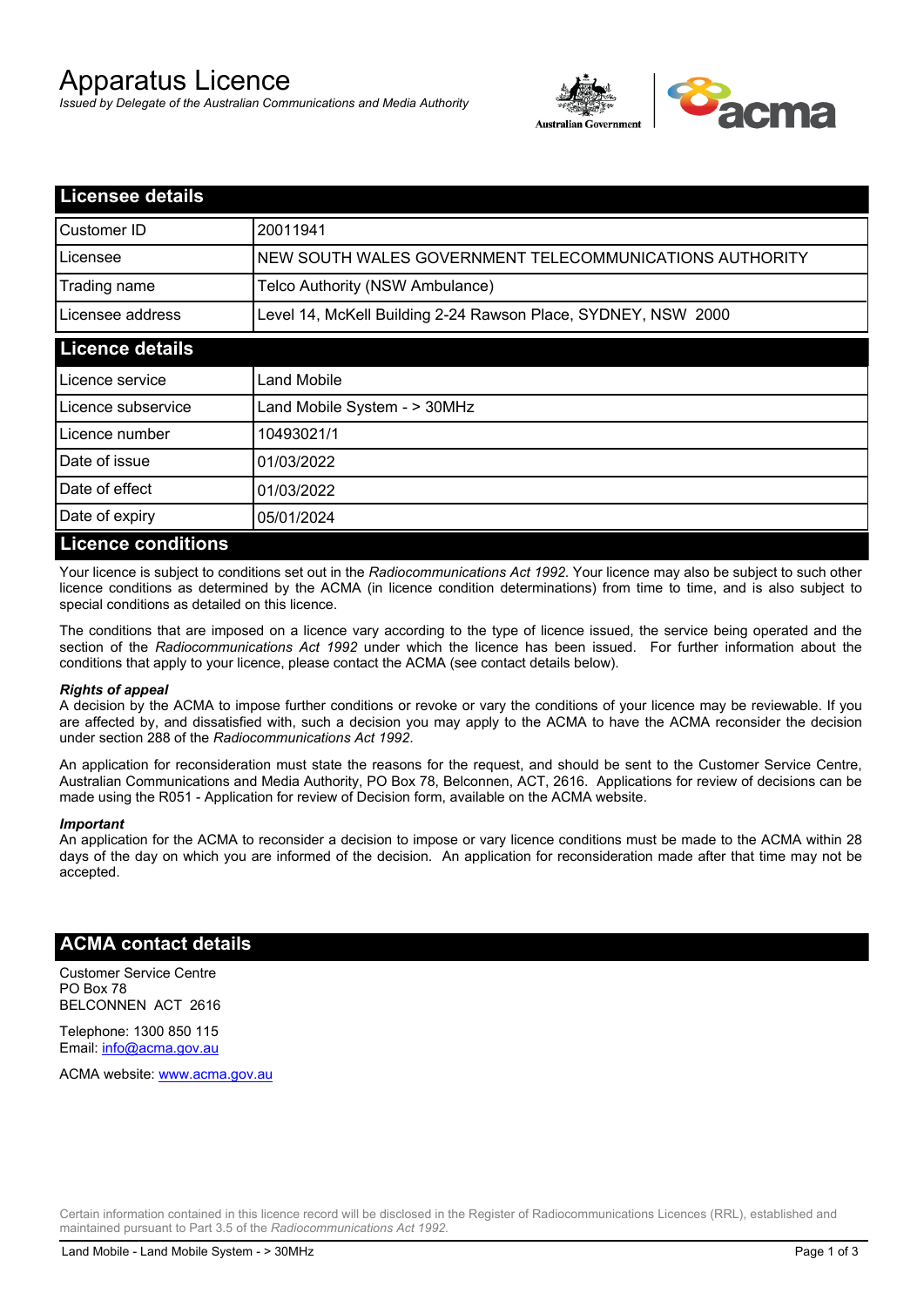# Apparatus Licence

*Issued by Delegate of the Australian Communications and Media Authority*

## Licensee details

| | |
|---|---|
| Customer ID | 20011941 |
| Licensee | NEW SOUTH WALES GOVERNMENT TELECOMMUNICATIONS AUTHORITY |
| Trading name | Telco Authority (NSW Ambulance) |
| Licensee address | Level 14, McKell Building 2-24 Rawson Place, SYDNEY, NSW 2000 |

## Licence details

| | |
|---|---|
| Licence service | Land Mobile |
| Licence subservice | Land Mobile System - > 30MHz |
| Licence number | 10493021/1 |
| Date of issue | 01/03/2022 |
| Date of effect | 01/03/2022 |
| Date of expiry | 05/01/2024 |

## Licence conditions

Your licence is subject to conditions set out in the *Radiocommunications Act 1992*. Your licence may also be subject to such other licence conditions as determined by the ACMA (in licence condition determinations) from time to time, and is also subject to special conditions as detailed on this licence.

The conditions that are imposed on a licence vary according to the type of licence issued, the service being operated and the section of the *Radiocommunications Act 1992* under which the licence has been issued. For further information about the conditions that apply to your licence, please contact the ACMA (see contact details below).

***Rights of appeal***

A decision by the ACMA to impose further conditions or revoke or vary the conditions of your licence may be reviewable. If you are affected by, and dissatisfied with, such a decision you may apply to the ACMA to have the ACMA reconsider the decision under section 288 of the *Radiocommunications Act 1992*.

An application for reconsideration must state the reasons for the request, and should be sent to the Customer Service Centre, Australian Communications and Media Authority, PO Box 78, Belconnen, ACT, 2616. Applications for review of decisions can be made using the R051 - Application for review of Decision form, available on the ACMA website.

***Important***

An application for the ACMA to reconsider a decision to impose or vary licence conditions must be made to the ACMA within 28 days of the day on which you are informed of the decision. An application for reconsideration made after that time may not be accepted.

## ACMA contact details

Customer Service Centre
PO Box 78
BELCONNEN ACT 2616

Telephone: 1300 850 115
Email: info@acma.gov.au

ACMA website: www.acma.gov.au

Certain information contained in this licence record will be disclosed in the Register of Radiocommunications Licences (RRL), established and maintained pursuant to Part 3.5 of the *Radiocommunications Act 1992.*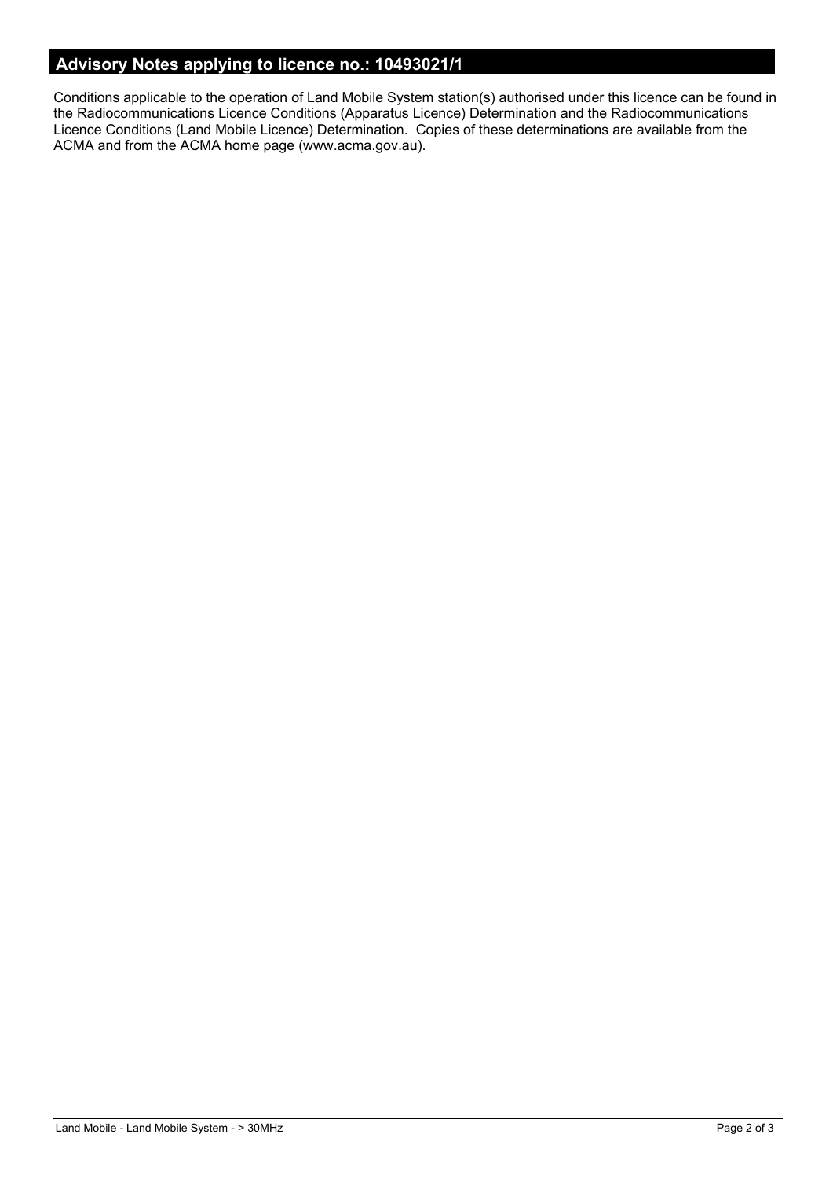## Advisory Notes applying to licence no.: 10493021/1

Conditions applicable to the operation of Land Mobile System station(s) authorised under this licence can be found in the Radiocommunications Licence Conditions (Apparatus Licence) Determination and the Radiocommunications Licence Conditions (Land Mobile Licence) Determination. Copies of these determinations are available from the ACMA and from the ACMA home page (www.acma.gov.au).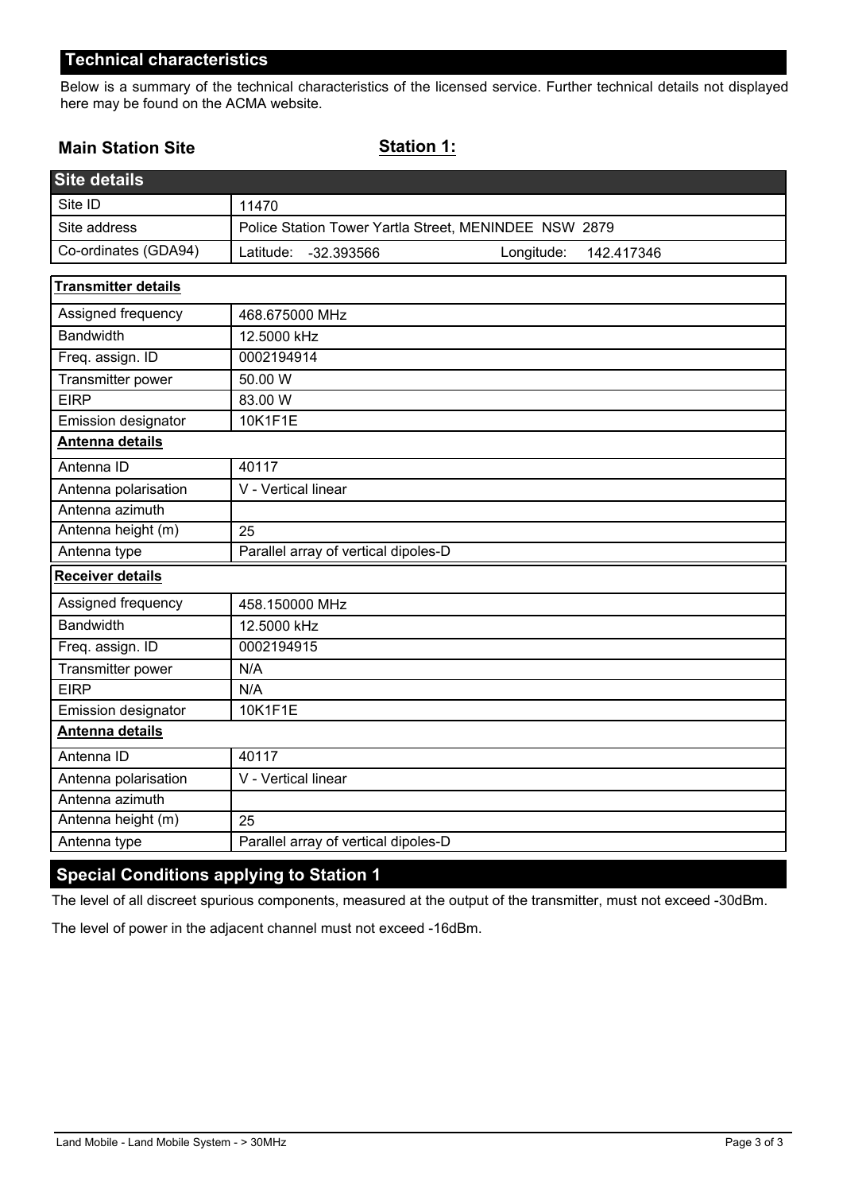## Technical characteristics

Below is a summary of the technical characteristics of the licensed service. Further technical details not displayed here may be found on the ACMA website.

**Main Station Site** **Station 1:**

| Site details | |
|---|---|
| Site ID | 11470 |
| Site address | Police Station Tower Yartla Street, MENINDEE NSW 2879 |
| Co-ordinates (GDA94) | Latitude: -32.393566 Longitude: 142.417346 |

| **Transmitter details** | |
|---|---|
| Assigned frequency | 468.675000 MHz |
| Bandwidth | 12.5000 kHz |
| Freq. assign. ID | 0002194914 |
| Transmitter power | 50.00 W |
| EIRP | 83.00 W |
| Emission designator | 10K1F1E |
| **Antenna details** | |
| Antenna ID | 40117 |
| Antenna polarisation | V - Vertical linear |
| Antenna azimuth | |
| Antenna height (m) | 25 |
| Antenna type | Parallel array of vertical dipoles-D |
| **Receiver details** | |
| Assigned frequency | 458.150000 MHz |
| Bandwidth | 12.5000 kHz |
| Freq. assign. ID | 0002194915 |
| Transmitter power | N/A |
| EIRP | N/A |
| Emission designator | 10K1F1E |
| **Antenna details** | |
| Antenna ID | 40117 |
| Antenna polarisation | V - Vertical linear |
| Antenna azimuth | |
| Antenna height (m) | 25 |
| Antenna type | Parallel array of vertical dipoles-D |

## Special Conditions applying to Station 1

The level of all discreet spurious components, measured at the output of the transmitter, must not exceed -30dBm.

The level of power in the adjacent channel must not exceed -16dBm.